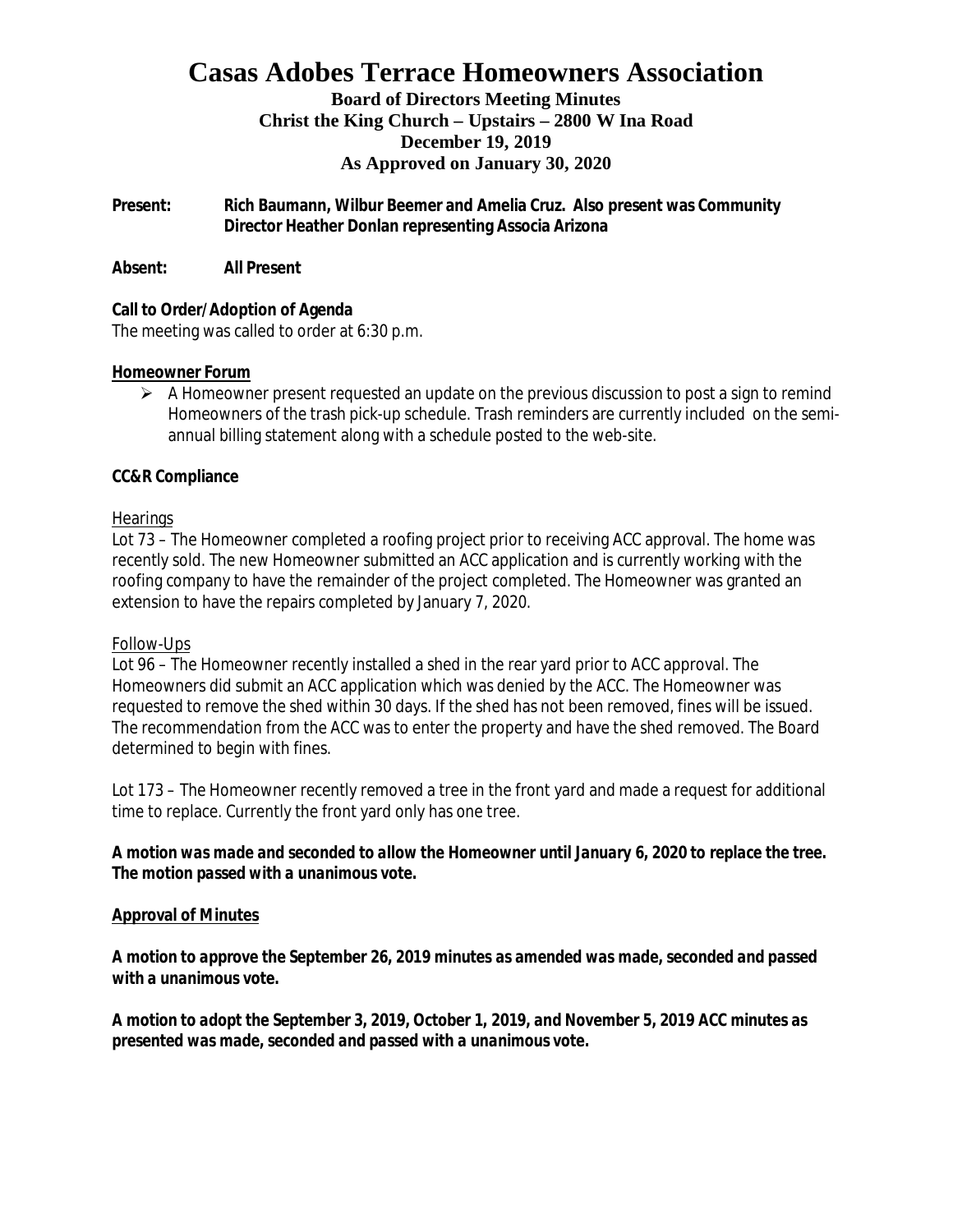# Casas Adobes Terrace Homeowners Association

**Board of Directors Meeting Minutes**
**Christ the King Church – Upstairs – 2800 W Ina Road**
**December 19, 2019**
**As Approved on January 30, 2020**

**Present:** **Rich Baumann, Wilbur Beemer and Amelia Cruz. Also present was Community Director Heather Donlan representing Associa Arizona**

**Absent:** **All Present**

**Call to Order/Adoption of Agenda**

The meeting was called to order at 6:30 p.m.

**Homeowner Forum**

- A Homeowner present requested an update on the previous discussion to post a sign to remind Homeowners of the trash pick-up schedule. Trash reminders are currently included on the semi-annual billing statement along with a schedule posted to the web-site.

**CC&R Compliance**

Hearings

Lot 73 – The Homeowner completed a roofing project prior to receiving ACC approval. The home was recently sold. The new Homeowner submitted an ACC application and is currently working with the roofing company to have the remainder of the project completed. The Homeowner was granted an extension to have the repairs completed by January 7, 2020.

Follow-Ups

Lot 96 – The Homeowner recently installed a shed in the rear yard prior to ACC approval. The Homeowners did submit an ACC application which was denied by the ACC. The Homeowner was requested to remove the shed within 30 days. If the shed has not been removed, fines will be issued. The recommendation from the ACC was to enter the property and have the shed removed. The Board determined to begin with fines.

Lot 173 – The Homeowner recently removed a tree in the front yard and made a request for additional time to replace. Currently the front yard only has one tree.

***A motion was made and seconded to allow the Homeowner until January 6, 2020 to replace the tree. The motion passed with a unanimous vote.***

**Approval of Minutes**

***A motion to approve the September 26, 2019 minutes as amended was made, seconded and passed with a unanimous vote.***

***A motion to adopt the September 3, 2019, October 1, 2019, and November 5, 2019 ACC minutes as presented was made, seconded and passed with a unanimous vote.***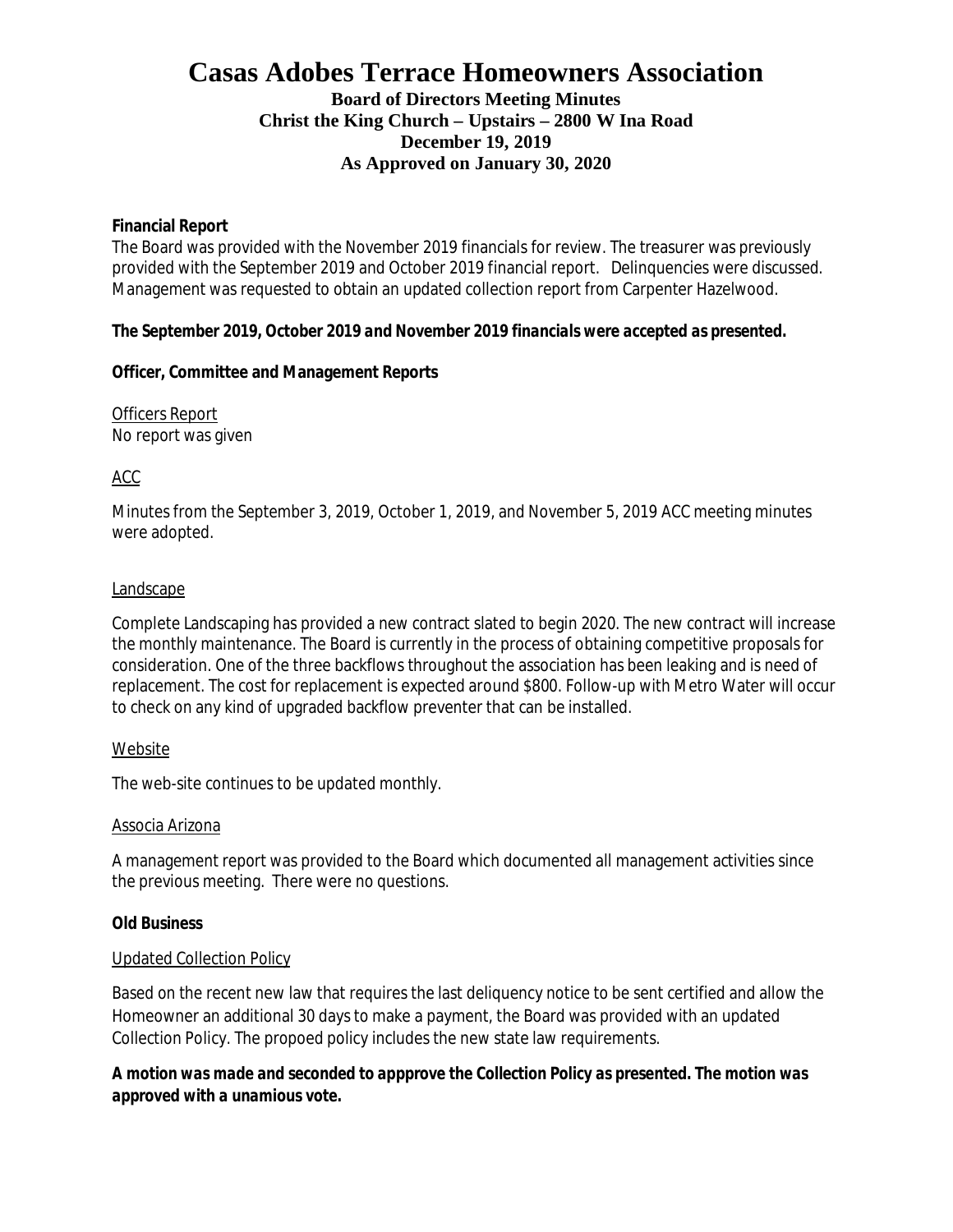# Casas Adobes Terrace Homeowners Association

**Board of Directors Meeting Minutes**
**Christ the King Church – Upstairs – 2800 W Ina Road**
**December 19, 2019**
**As Approved on January 30, 2020**

**Financial Report**

The Board was provided with the November 2019 financials for review. The treasurer was previously provided with the September 2019 and October 2019 financial report. Delinquencies were discussed. Management was requested to obtain an updated collection report from Carpenter Hazelwood.

***The September 2019, October 2019 and November 2019 financials were accepted as presented.***

**Officer, Committee and Management Reports**

Officers Report

No report was given

ACC

Minutes from the September 3, 2019, October 1, 2019, and November 5, 2019 ACC meeting minutes were adopted.

Landscape

Complete Landscaping has provided a new contract slated to begin 2020. The new contract will increase the monthly maintenance. The Board is currently in the process of obtaining competitive proposals for consideration. One of the three backflows throughout the association has been leaking and is need of replacement. The cost for replacement is expected around $800. Follow-up with Metro Water will occur to check on any kind of upgraded backflow preventer that can be installed.

Website

The web-site continues to be updated monthly.

Associa Arizona

A management report was provided to the Board which documented all management activities since the previous meeting. There were no questions.

**Old Business**

Updated Collection Policy

Based on the recent new law that requires the last deliquency notice to be sent certified and allow the Homeowner an additional 30 days to make a payment, the Board was provided with an updated Collection Policy. The propoed policy includes the new state law requirements.

**A motion was made and seconded to appprove the Collection Policy as presented. The motion was approved with a unamious vote.**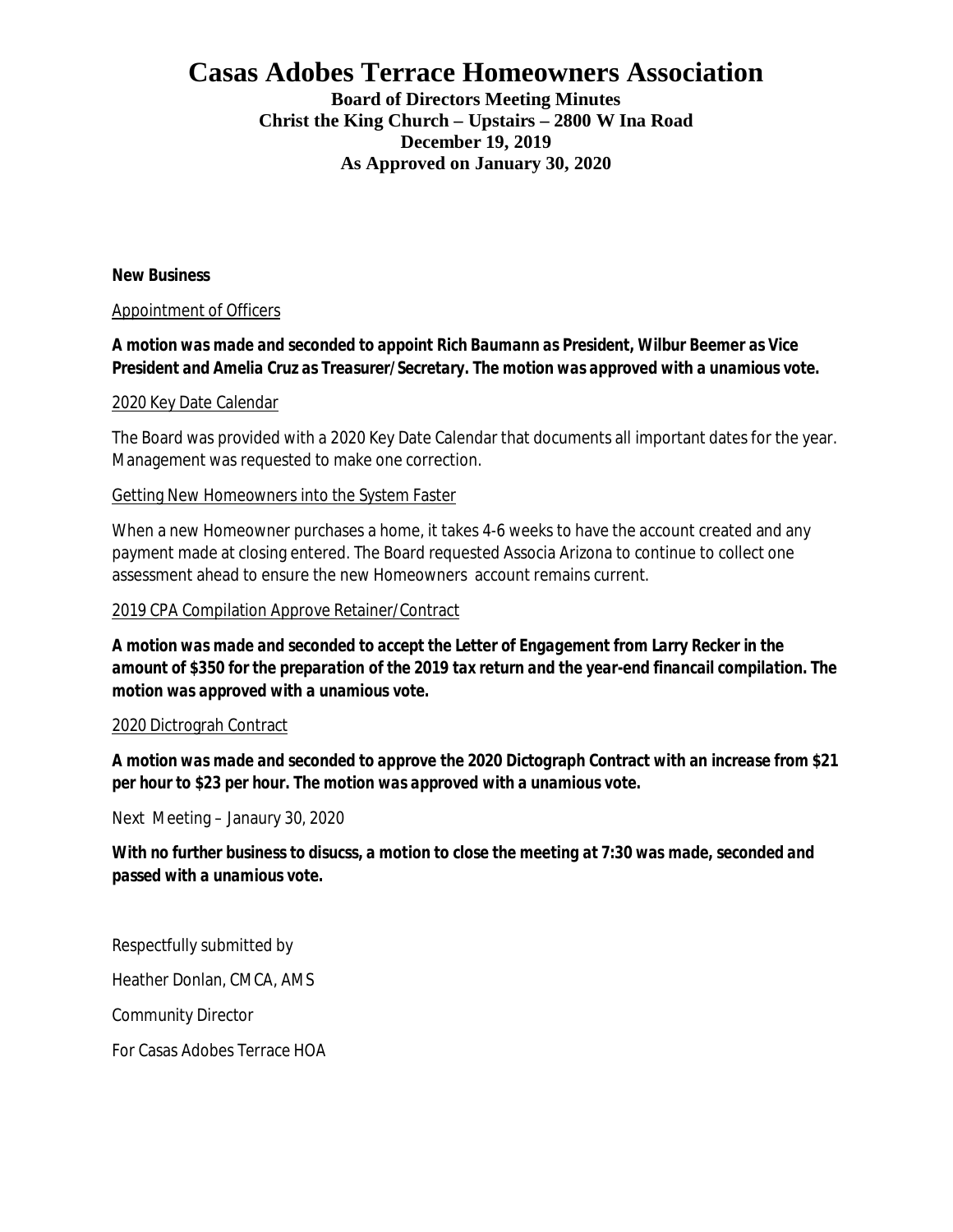# Casas Adobes Terrace Homeowners Association

**Board of Directors Meeting Minutes**
**Christ the King Church – Upstairs – 2800 W Ina Road**
**December 19, 2019**
**As Approved on January 30, 2020**

**New Business**

Appointment of Officers

**A motion was made and seconded to appoint Rich Baumann as President, Wilbur Beemer as Vice President and Amelia Cruz as Treasurer/Secretary. The motion was approved with a unamious vote.**

2020 Key Date Calendar

The Board was provided with a 2020 Key Date Calendar that documents all important dates for the year. Management was requested to make one correction.

Getting New Homeowners into the System Faster

When a new Homeowner purchases a home, it takes 4-6 weeks to have the account created and any payment made at closing entered. The Board requested Associa Arizona to continue to collect one assessment ahead to ensure the new Homeowners account remains current.

2019 CPA Compilation Approve Retainer/Contract

**A motion was made and seconded to accept the Letter of Engagement from Larry Recker in the amount of $350 for the preparation of the 2019 tax return and the year-end financail compilation. The motion was approved with a unamious vote.**

2020 Dictrograh Contract

**A motion was made and seconded to approve the 2020 Dictograph Contract with an increase from $21 per hour to $23 per hour. The motion was approved with a unamious vote.**

Next Meeting – Janaury 30, 2020

**With no further business to disucss, a motion to close the meeting at 7:30 was made, seconded and passed with a unamious vote.**

Respectfully submitted by

Heather Donlan, CMCA, AMS

Community Director

For Casas Adobes Terrace HOA